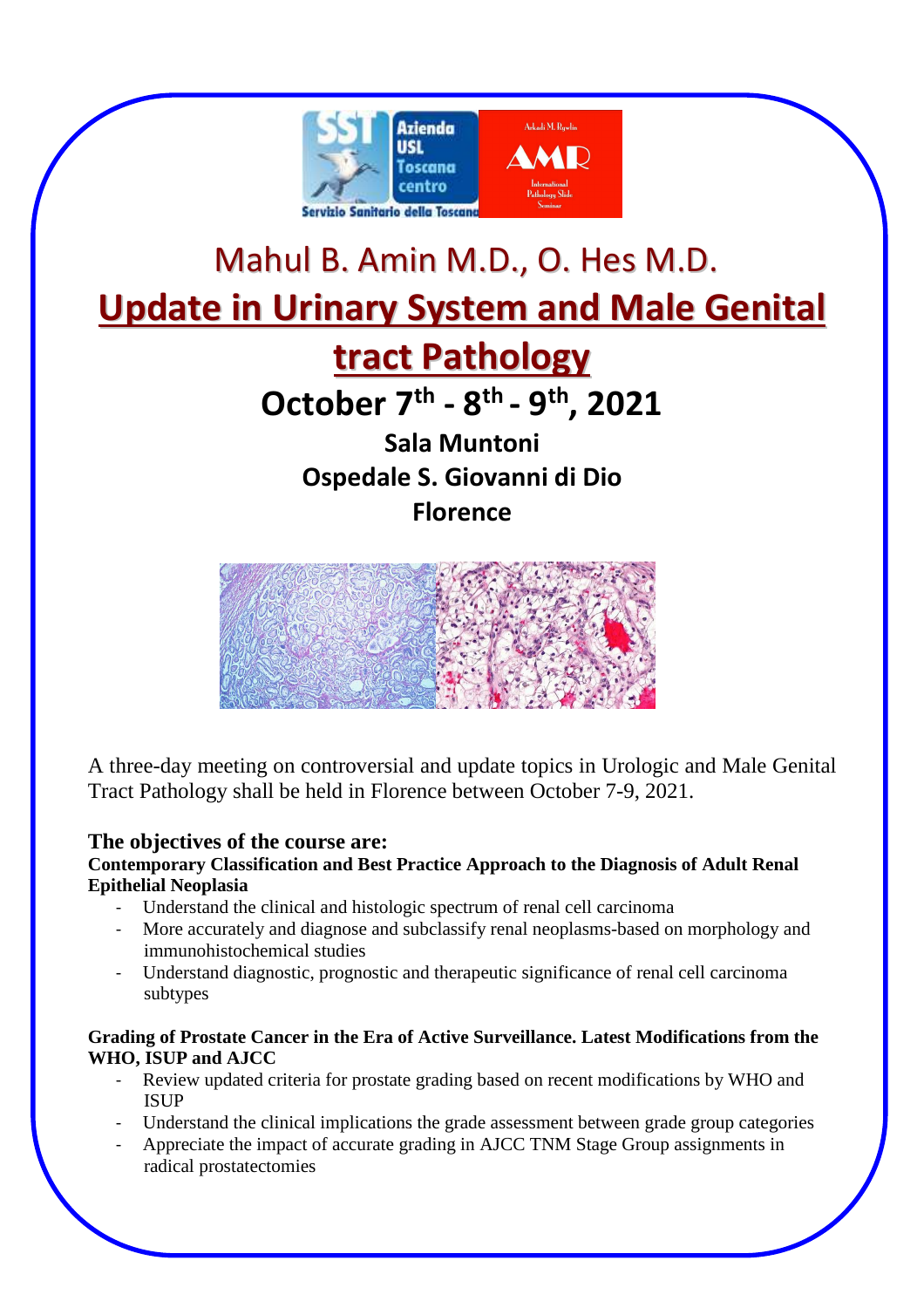# Mahul B. Amin M.D., O. Hes M.D.

# Update in Urinary System and Male Genital tract Pathology

## October 7th - 8th - 9th, 2021

**Sala Muntoni**
**Ospedale S. Giovanni di Dio**
**Florence**

A three-day meeting on controversial and update topics in Urologic and Male Genital Tract Pathology shall be held in Florence between October 7-9, 2021.

### The objectives of the course are:

**Contemporary Classification and Best Practice Approach to the Diagnosis of Adult Renal Epithelial Neoplasia**

- Understand the clinical and histologic spectrum of renal cell carcinoma
- More accurately and diagnose and subclassify renal neoplasms-based on morphology and immunohistochemical studies
- Understand diagnostic, prognostic and therapeutic significance of renal cell carcinoma subtypes

**Grading of Prostate Cancer in the Era of Active Surveillance. Latest Modifications from the WHO, ISUP and AJCC**

- Review updated criteria for prostate grading based on recent modifications by WHO and ISUP
- Understand the clinical implications the grade assessment between grade group categories
- Appreciate the impact of accurate grading in AJCC TNM Stage Group assignments in radical prostatectomies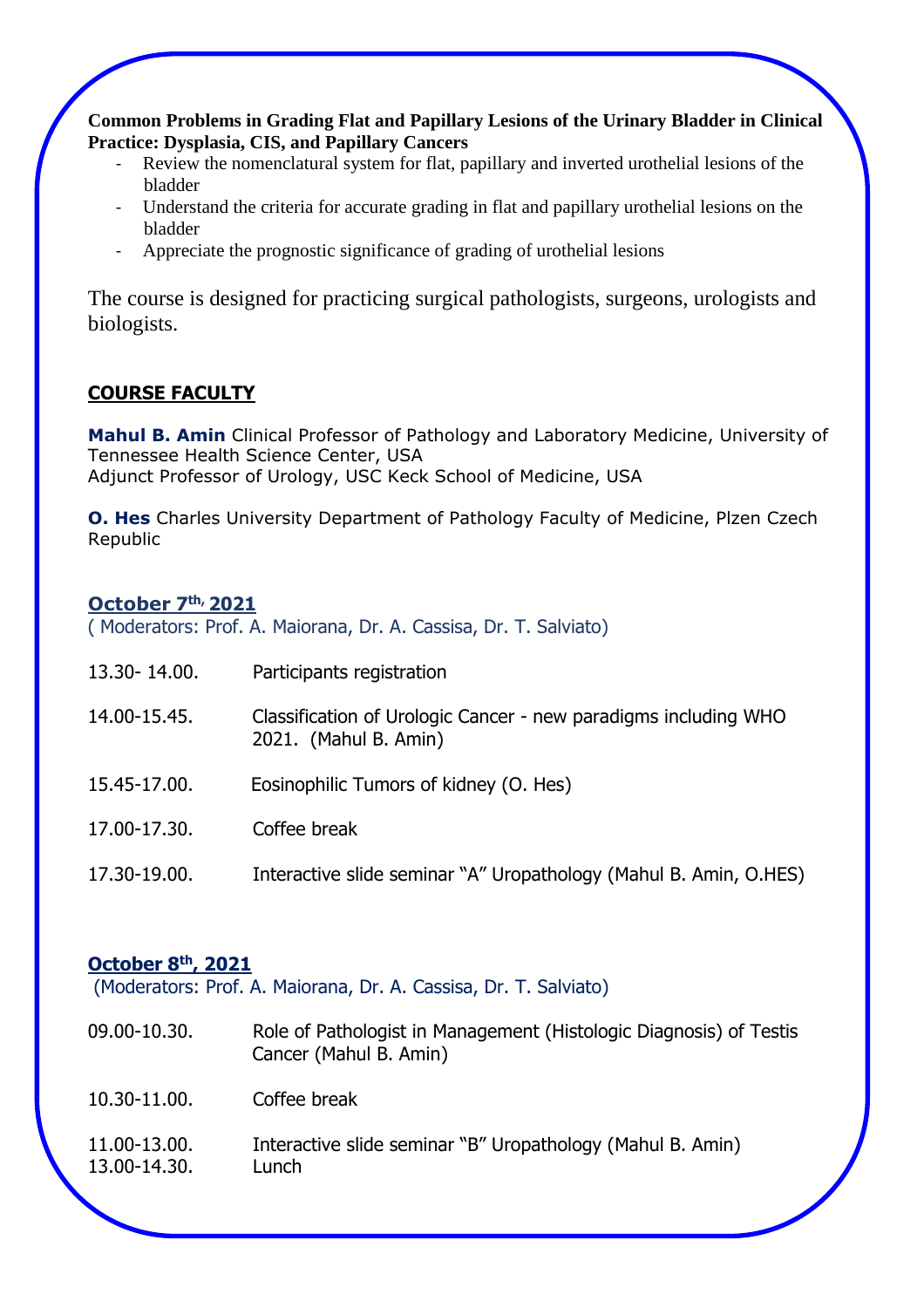**Common Problems in Grading Flat and Papillary Lesions of the Urinary Bladder in Clinical Practice: Dysplasia, CIS, and Papillary Cancers**

- Review the nomenclatural system for flat, papillary and inverted urothelial lesions of the bladder
- Understand the criteria for accurate grading in flat and papillary urothelial lesions on the bladder
- Appreciate the prognostic significance of grading of urothelial lesions

The course is designed for practicing surgical pathologists, surgeons, urologists and biologists.

## COURSE FACULTY

**Mahul B. Amin** Clinical Professor of Pathology and Laboratory Medicine, University of Tennessee Health Science Center, USA
Adjunct Professor of Urology, USC Keck School of Medicine, USA

**O. Hes** Charles University Department of Pathology Faculty of Medicine, Plzen Czech Republic

## October 7th, 2021

( Moderators: Prof. A. Maiorana, Dr. A. Cassisa, Dr. T. Salviato)

| | |
|---|---|
| 13.30- 14.00. | Participants registration |
| 14.00-15.45. | Classification of Urologic Cancer - new paradigms including WHO 2021. (Mahul B. Amin) |
| 15.45-17.00. | Eosinophilic Tumors of kidney (O. Hes) |
| 17.00-17.30. | Coffee break |
| 17.30-19.00. | Interactive slide seminar "A" Uropathology (Mahul B. Amin, O.HES) |

## October 8th, 2021

(Moderators: Prof. A. Maiorana, Dr. A. Cassisa, Dr. T. Salviato)

| | |
|---|---|
| 09.00-10.30. | Role of Pathologist in Management (Histologic Diagnosis) of Testis Cancer (Mahul B. Amin) |
| 10.30-11.00. | Coffee break |
| 11.00-13.00. | Interactive slide seminar "B" Uropathology (Mahul B. Amin) |
| 13.00-14.30. | Lunch |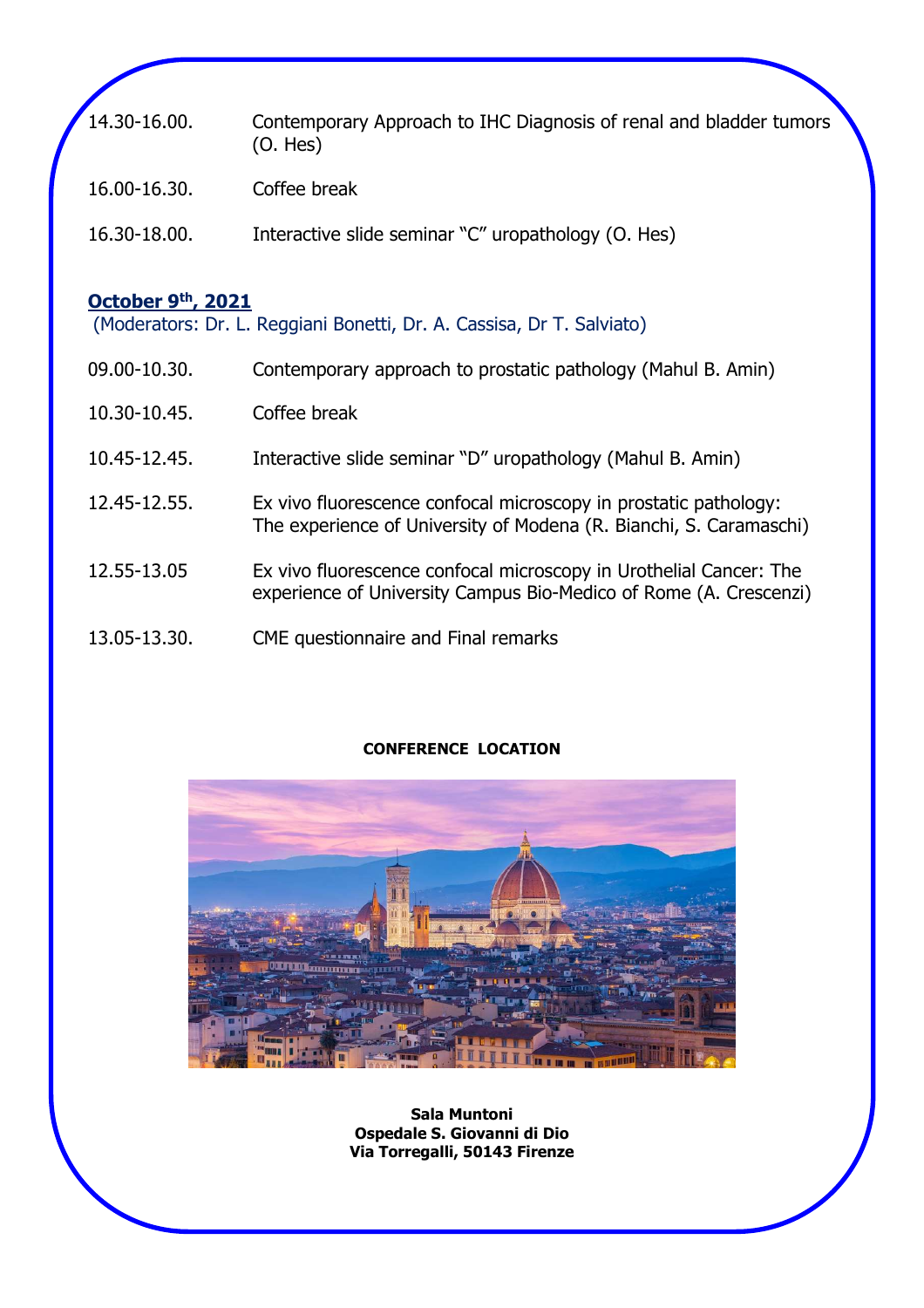14.30-16.00. Contemporary Approach to IHC Diagnosis of renal and bladder tumors (O. Hes)

16.00-16.30. Coffee break

16.30-18.00. Interactive slide seminar "C" uropathology (O. Hes)

## October 9th, 2021

(Moderators: Dr. L. Reggiani Bonetti, Dr. A. Cassisa, Dr T. Salviato)

09.00-10.30. Contemporary approach to prostatic pathology (Mahul B. Amin)

10.30-10.45. Coffee break

10.45-12.45. Interactive slide seminar "D" uropathology (Mahul B. Amin)

12.45-12.55. Ex vivo fluorescence confocal microscopy in prostatic pathology: The experience of University of Modena (R. Bianchi, S. Caramaschi)

12.55-13.05 Ex vivo fluorescence confocal microscopy in Urothelial Cancer: The experience of University Campus Bio-Medico of Rome (A. Crescenzi)

13.05-13.30. CME questionnaire and Final remarks

**CONFERENCE LOCATION**

**Sala Muntoni**
**Ospedale S. Giovanni di Dio**
**Via Torregalli, 50143 Firenze**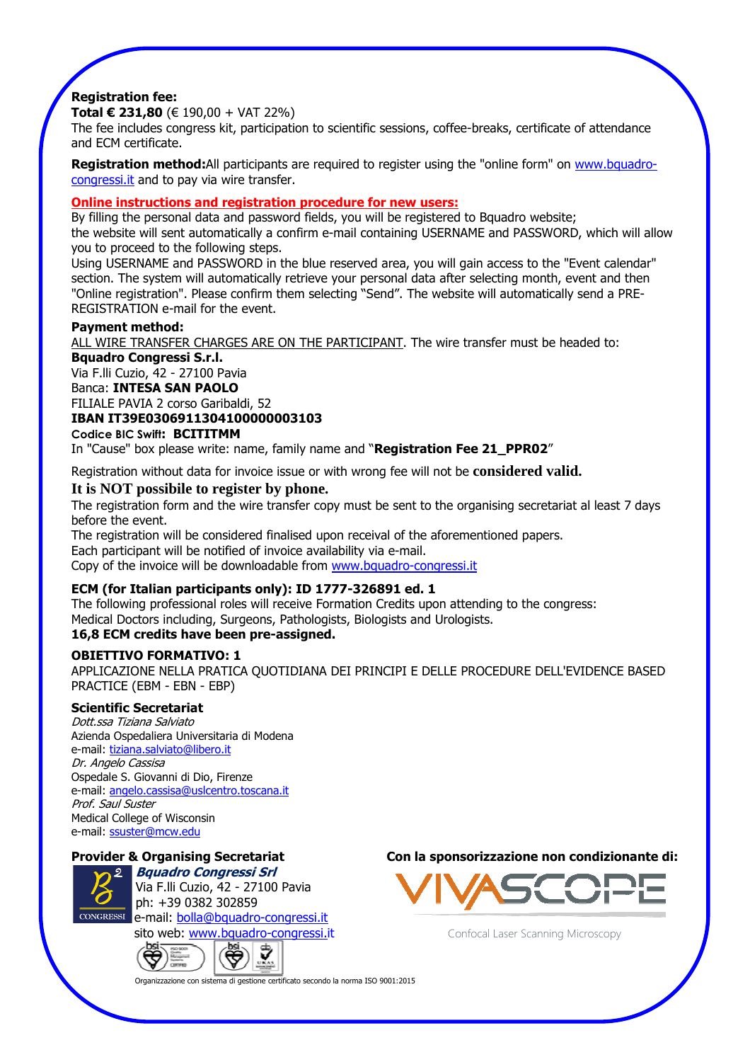**Registration fee:**
**Total € 231,80** (€ 190,00 + VAT 22%)
The fee includes congress kit, participation to scientific sessions, coffee-breaks, certificate of attendance and ECM certificate.

**Registration method:**All participants are required to register using the "online form" on www.bquadro-congressi.it and to pay via wire transfer.

**Online instructions and registration procedure for new users:**
By filling the personal data and password fields, you will be registered to Bquadro website;
the website will sent automatically a confirm e-mail containing USERNAME and PASSWORD, which will allow you to proceed to the following steps.
Using USERNAME and PASSWORD in the blue reserved area, you will gain access to the "Event calendar" section. The system will automatically retrieve your personal data after selecting month, event and then "Online registration". Please confirm them selecting "Send". The website will automatically send a PRE-REGISTRATION e-mail for the event.

**Payment method:**
ALL WIRE TRANSFER CHARGES ARE ON THE PARTICIPANT. The wire transfer must be headed to:
**Bquadro Congressi S.r.l.**
Via F.lli Cuzio, 42 - 27100 Pavia
Banca: **INTESA SAN PAOLO**
FILIALE PAVIA 2 corso Garibaldi, 52
**IBAN IT39E0306911304100000003103**
**Codice BIC Swift: BCITITMM**
In "Cause" box please write: name, family name and "**Registration Fee 21_PPR02**"

Registration without data for invoice issue or with wrong fee will not be **considered valid.**
**It is NOT possibile to register by phone.**
The registration form and the wire transfer copy must be sent to the organising secretariat al least 7 days before the event.
The registration will be considered finalised upon receival of the aforementioned papers.
Each participant will be notified of invoice availability via e-mail.
Copy of the invoice will be downloadable from www.bquadro-congressi.it

**ECM (for Italian participants only): ID 1777-326891 ed. 1**
The following professional roles will receive Formation Credits upon attending to the congress:
Medical Doctors including, Surgeons, Pathologists, Biologists and Urologists.
**16,8 ECM credits have been pre-assigned.**

**OBIETTIVO FORMATIVO: 1**
APPLICAZIONE NELLA PRATICA QUOTIDIANA DEI PRINCIPI E DELLE PROCEDURE DELL'EVIDENCE BASED PRACTICE (EBM - EBN - EBP)

**Scientific Secretariat**
*Dott.ssa Tiziana Salviato*
Azienda Ospedaliera Universitaria di Modena
e-mail: tiziana.salviato@libero.it
*Dr. Angelo Cassisa*
Ospedale S. Giovanni di Dio, Firenze
e-mail: angelo.cassisa@uslcentro.toscana.it
*Prof. Saul Suster*
Medical College of Wisconsin
e-mail: ssuster@mcw.edu

**Provider & Organising Secretariat**
***Bquadro Congressi Srl***
Via F.lli Cuzio, 42 - 27100 Pavia
ph: +39 0382 302859
e-mail: bolla@bquadro-congressi.it
sito web: www.bquadro-congressi.it

Organizzazione con sistema di gestione certificato secondo la norma ISO 9001:2015

**Con la sponsorizzazione non condizionante di:**
VIVASCOPE
Confocal Laser Scanning Microscopy